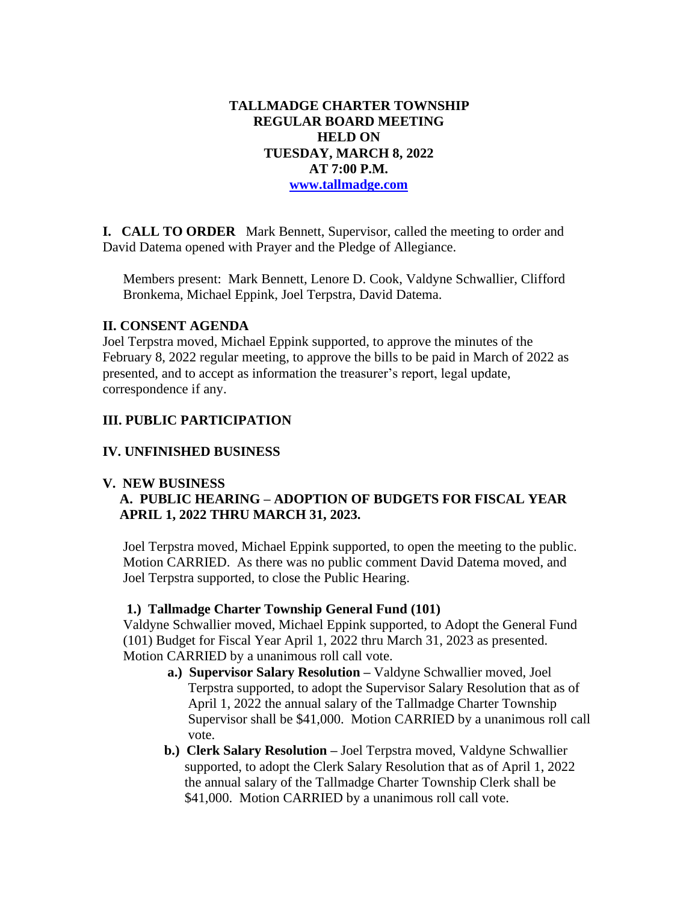**TALLMADGE CHARTER TOWNSHIP**
**REGULAR BOARD MEETING**
**HELD ON**
**TUESDAY, MARCH 8, 2022**
**AT 7:00 P.M.**
**[www.tallmadge.com](http://www.tallmadge.com)**

**I. CALL TO ORDER** Mark Bennett, Supervisor, called the meeting to order and David Datema opened with Prayer and the Pledge of Allegiance.

Members present: Mark Bennett, Lenore D. Cook, Valdyne Schwallier, Clifford Bronkema, Michael Eppink, Joel Terpstra, David Datema.

## II. CONSENT AGENDA

Joel Terpstra moved, Michael Eppink supported, to approve the minutes of the February 8, 2022 regular meeting, to approve the bills to be paid in March of 2022 as presented, and to accept as information the treasurer's report, legal update, correspondence if any.

## III. PUBLIC PARTICIPATION

## IV. UNFINISHED BUSINESS

## V. NEW BUSINESS

### A. PUBLIC HEARING – ADOPTION OF BUDGETS FOR FISCAL YEAR APRIL 1, 2022 THRU MARCH 31, 2023.

Joel Terpstra moved, Michael Eppink supported, to open the meeting to the public. Motion CARRIED. As there was no public comment David Datema moved, and Joel Terpstra supported, to close the Public Hearing.

**1.) Tallmadge Charter Township General Fund (101)**

Valdyne Schwallier moved, Michael Eppink supported, to Adopt the General Fund (101) Budget for Fiscal Year April 1, 2022 thru March 31, 2023 as presented. Motion CARRIED by a unanimous roll call vote.

- **a.) Supervisor Salary Resolution –** Valdyne Schwallier moved, Joel Terpstra supported, to adopt the Supervisor Salary Resolution that as of April 1, 2022 the annual salary of the Tallmadge Charter Township Supervisor shall be $41,000. Motion CARRIED by a unanimous roll call vote.
- **b.) Clerk Salary Resolution –** Joel Terpstra moved, Valdyne Schwallier supported, to adopt the Clerk Salary Resolution that as of April 1, 2022 the annual salary of the Tallmadge Charter Township Clerk shall be $41,000. Motion CARRIED by a unanimous roll call vote.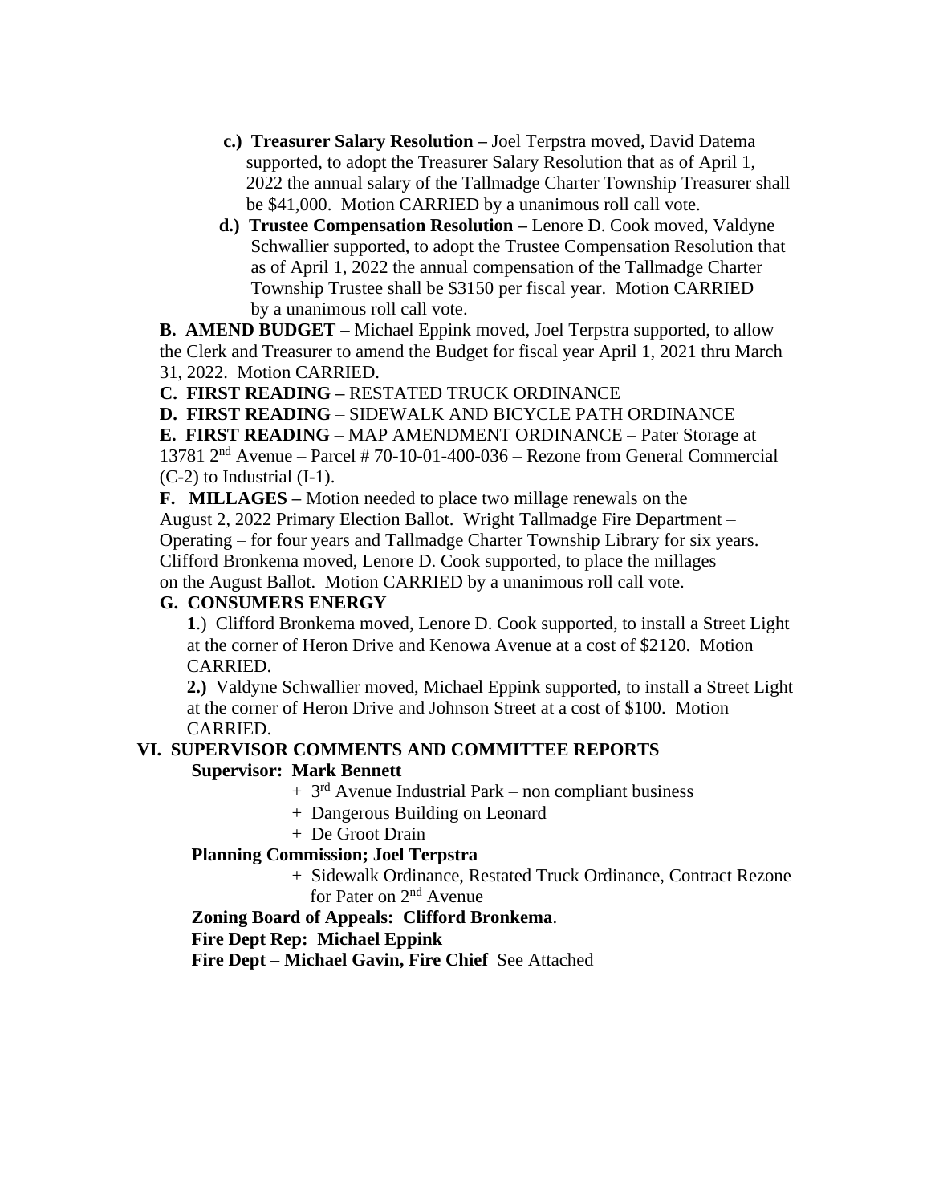**c.) Treasurer Salary Resolution –** Joel Terpstra moved, David Datema supported, to adopt the Treasurer Salary Resolution that as of April 1, 2022 the annual salary of the Tallmadge Charter Township Treasurer shall be $41,000. Motion CARRIED by a unanimous roll call vote.

**d.) Trustee Compensation Resolution –** Lenore D. Cook moved, Valdyne Schwallier supported, to adopt the Trustee Compensation Resolution that as of April 1, 2022 the annual compensation of the Tallmadge Charter Township Trustee shall be $3150 per fiscal year. Motion CARRIED by a unanimous roll call vote.

**B. AMEND BUDGET –** Michael Eppink moved, Joel Terpstra supported, to allow the Clerk and Treasurer to amend the Budget for fiscal year April 1, 2021 thru March 31, 2022. Motion CARRIED.

**C. FIRST READING –** RESTATED TRUCK ORDINANCE

**D. FIRST READING** – SIDEWALK AND BICYCLE PATH ORDINANCE

**E. FIRST READING** – MAP AMENDMENT ORDINANCE – Pater Storage at 13781 2nd Avenue – Parcel # 70-10-01-400-036 – Rezone from General Commercial (C-2) to Industrial (I-1).

**F. MILLAGES –** Motion needed to place two millage renewals on the August 2, 2022 Primary Election Ballot. Wright Tallmadge Fire Department – Operating – for four years and Tallmadge Charter Township Library for six years. Clifford Bronkema moved, Lenore D. Cook supported, to place the millages on the August Ballot. Motion CARRIED by a unanimous roll call vote.

**G. CONSUMERS ENERGY**

**1**.) Clifford Bronkema moved, Lenore D. Cook supported, to install a Street Light at the corner of Heron Drive and Kenowa Avenue at a cost of $2120. Motion CARRIED.

**2.)** Valdyne Schwallier moved, Michael Eppink supported, to install a Street Light at the corner of Heron Drive and Johnson Street at a cost of $100. Motion CARRIED.

**VI. SUPERVISOR COMMENTS AND COMMITTEE REPORTS**

**Supervisor: Mark Bennett**

+ 3rd Avenue Industrial Park – non compliant business
+ Dangerous Building on Leonard
+ De Groot Drain

**Planning Commission; Joel Terpstra**

+ Sidewalk Ordinance, Restated Truck Ordinance, Contract Rezone for Pater on 2nd Avenue

**Zoning Board of Appeals: Clifford Bronkema**.

**Fire Dept Rep: Michael Eppink**

**Fire Dept – Michael Gavin, Fire Chief** See Attached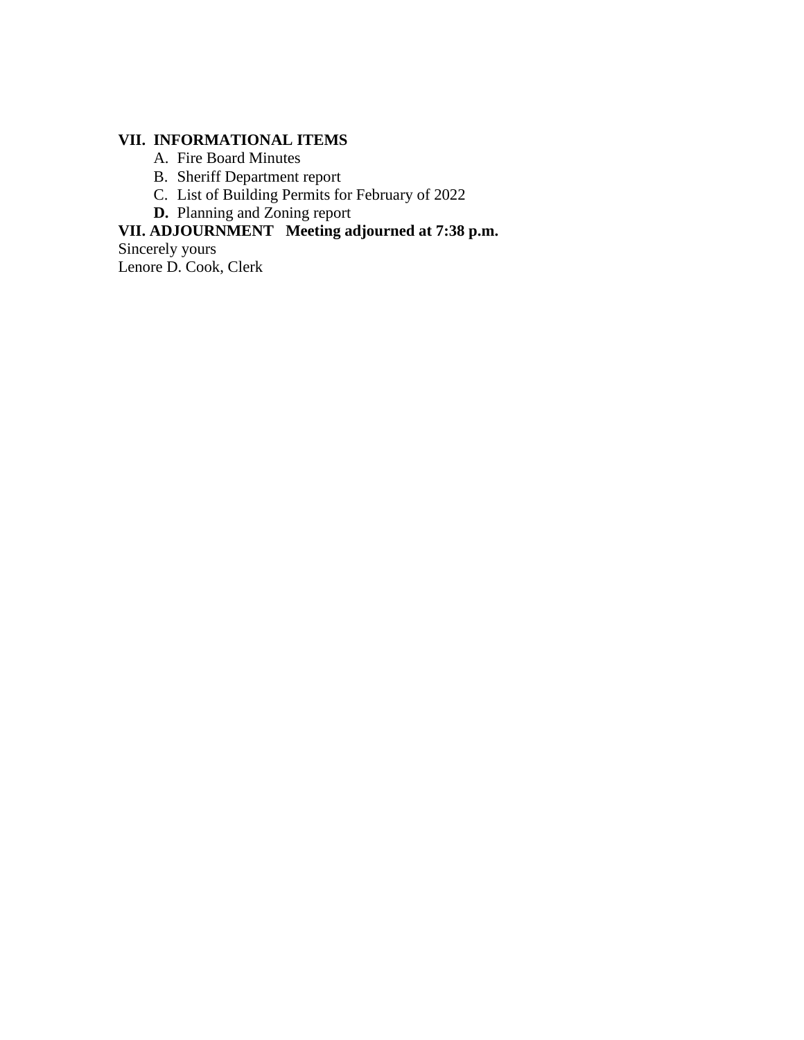**VII. INFORMATIONAL ITEMS**

A. Fire Board Minutes
B. Sheriff Department report
C. List of Building Permits for February of 2022
**D.** Planning and Zoning report

**VII. ADJOURNMENT Meeting adjourned at 7:38 p.m.**

Sincerely yours
Lenore D. Cook, Clerk